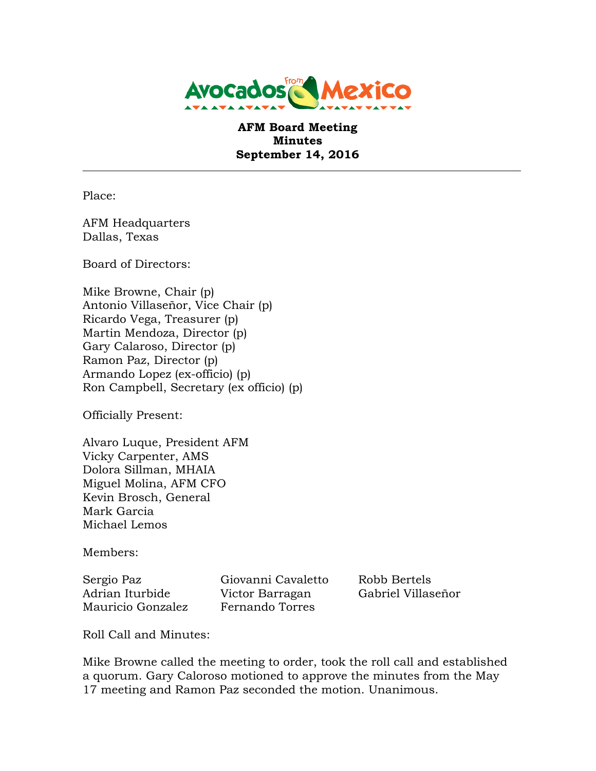**AFM Board Meeting**
**Minutes**
**September 14, 2016**

---

Place:

AFM Headquarters
Dallas, Texas

Board of Directors:

Mike Browne, Chair (p)
Antonio Villaseñor, Vice Chair (p)
Ricardo Vega, Treasurer (p)
Martin Mendoza, Director (p)
Gary Calaroso, Director (p)
Ramon Paz, Director (p)
Armando Lopez (ex-officio) (p)
Ron Campbell, Secretary (ex officio) (p)

Officially Present:

Alvaro Luque, President AFM
Vicky Carpenter, AMS
Dolora Sillman, MHAIA
Miguel Molina, AFM CFO
Kevin Brosch, General
Mark Garcia
Michael Lemos

Members:

Sergio Paz
Adrian Iturbide
Mauricio Gonzalez
Giovanni Cavaletto
Victor Barragan
Fernando Torres
Robb Bertels
Gabriel Villaseñor

Roll Call and Minutes:

Mike Browne called the meeting to order, took the roll call and established a quorum. Gary Caloroso motioned to approve the minutes from the May 17 meeting and Ramon Paz seconded the motion. Unanimous.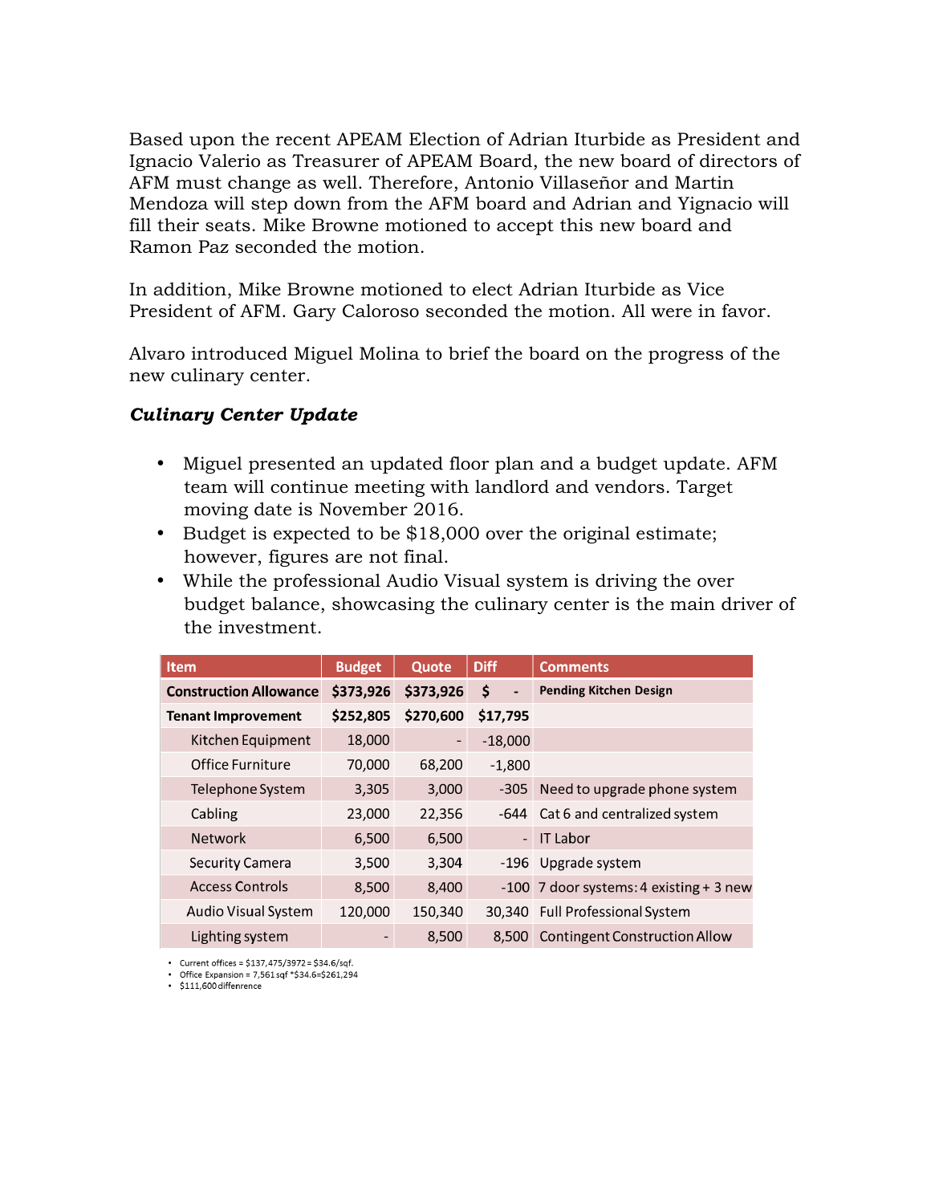Based upon the recent APEAM Election of Adrian Iturbide as President and Ignacio Valerio as Treasurer of APEAM Board, the new board of directors of AFM must change as well. Therefore, Antonio Villaseñor and Martin Mendoza will step down from the AFM board and Adrian and Yignacio will fill their seats. Mike Browne motioned to accept this new board and Ramon Paz seconded the motion.

In addition, Mike Browne motioned to elect Adrian Iturbide as Vice President of AFM. Gary Caloroso seconded the motion. All were in favor.

Alvaro introduced Miguel Molina to brief the board on the progress of the new culinary center.

***Culinary Center Update***

- Miguel presented an updated floor plan and a budget update. AFM team will continue meeting with landlord and vendors. Target moving date is November 2016.
- Budget is expected to be $18,000 over the original estimate; however, figures are not final.
- While the professional Audio Visual system is driving the over budget balance, showcasing the culinary center is the main driver of the investment.

| Item | Budget | Quote | Diff | Comments |
|---|---|---|---|---|
| **Construction Allowance** | **$373,926** | **$373,926** | **$ -** | **Pending Kitchen Design** |
| **Tenant Improvement** | **$252,805** | **$270,600** | **$17,795** | |
| Kitchen Equipment | 18,000 | - | -18,000 | |
| Office Furniture | 70,000 | 68,200 | -1,800 | |
| Telephone System | 3,305 | 3,000 | -305 | Need to upgrade phone system |
| Cabling | 23,000 | 22,356 | -644 | Cat 6 and centralized system |
| Network | 6,500 | 6,500 | - | IT Labor |
| Security Camera | 3,500 | 3,304 | -196 | Upgrade system |
| Access Controls | 8,500 | 8,400 | -100 | 7 door systems: 4 existing + 3 new |
| Audio Visual System | 120,000 | 150,340 | 30,340 | Full Professional System |
| Lighting system | - | 8,500 | 8,500 | Contingent Construction Allow |

- Current offices = $137,475/3972 = $34.6/sqf.
- Office Expansion = 7,561 sqf *$34.6=$261,294
- $111,600 diffenrence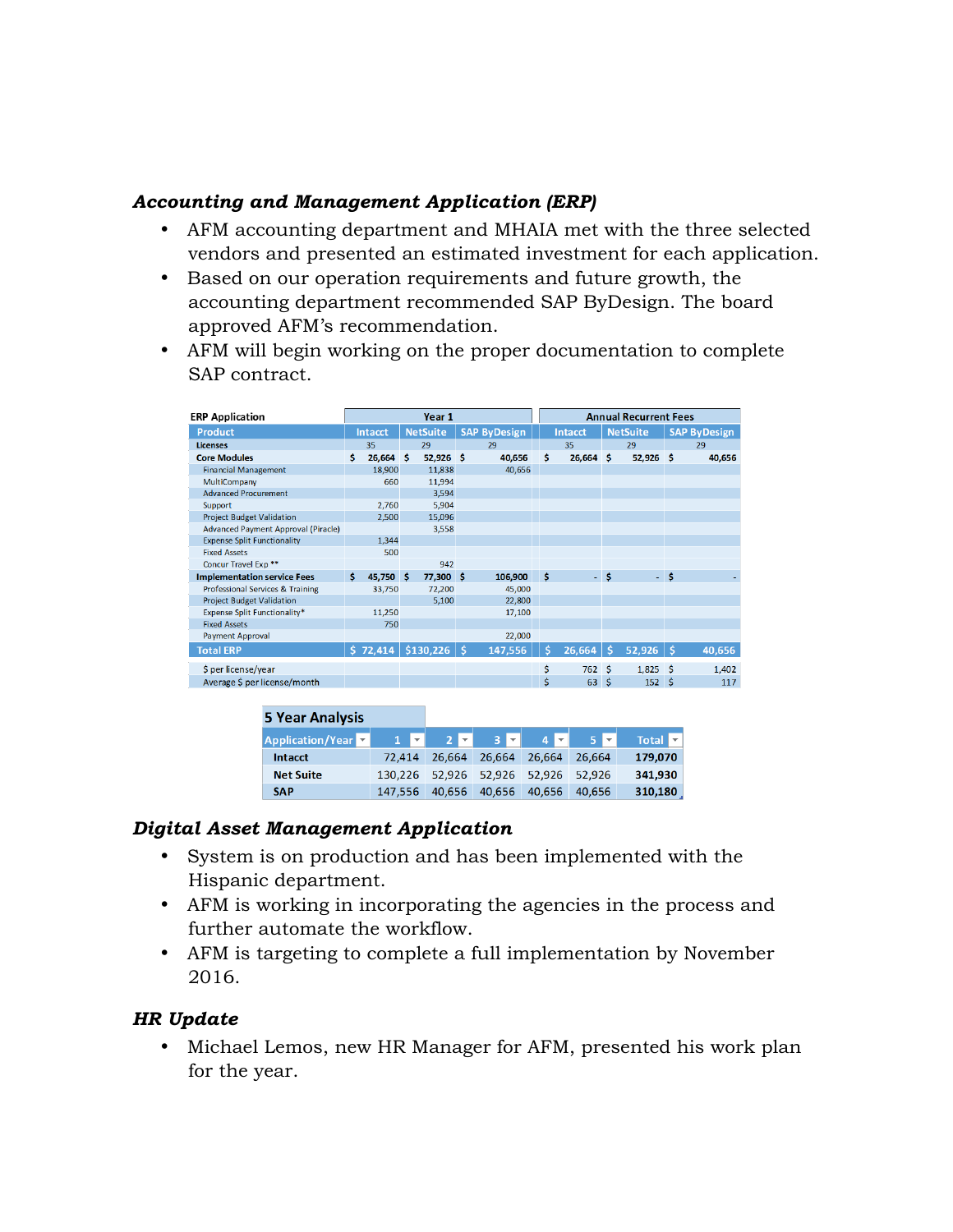### *Accounting and Management Application (ERP)*

- AFM accounting department and MHAIA met with the three selected vendors and presented an estimated investment for each application.
- Based on our operation requirements and future growth, the accounting department recommended SAP ByDesign. The board approved AFM's recommendation.
- AFM will begin working on the proper documentation to complete SAP contract.

| ERP Application | Year 1 | | | Annual Recurrent Fees | | |
|---|---|---|---|---|---|---|
| Product | Intacct | NetSuite | SAP ByDesign | Intacct | NetSuite | SAP ByDesign |
| Licenses | 35 | 29 | 29 | 35 | 29 | 29 |
| Core Modules | $ 26,664 | $ 52,926 | $ 40,656 | $ 26,664 | $ 52,926 | $ 40,656 |
| Financial Management | 18,900 | 11,838 | 40,656 | | | |
| MultiCompany | 660 | 11,994 | | | | |
| Advanced Procurement | | 3,594 | | | | |
| Support | 2,760 | 5,904 | | | | |
| Project Budget Validation | 2,500 | 15,096 | | | | |
| Advanced Payment Approval (Piracle) | | 3,558 | | | | |
| Expense Split Functionality | 1,344 | | | | | |
| Fixed Assets | 500 | | | | | |
| Concur Travel Exp ** | | 942 | | | | |
| Implementation service Fees | $ 45,750 | $ 77,300 | $ 106,900 | $ - | $ - | $ - |
| Professional Services & Training | 33,750 | 72,200 | 45,000 | | | |
| Project Budget Validation | | 5,100 | 22,800 | | | |
| Expense Split Functionality* | 11,250 | | 17,100 | | | |
| Fixed Assets | 750 | | | | | |
| Payment Approval | | | 22,000 | | | |
| Total ERP | $ 72,414 | $130,226 | $ 147,556 | $ 26,664 | $ 52,926 | $ 40,656 |
| $ per license/year | | | | $ 762 | $ 1,825 | $ 1,402 |
| Average $ per license/month | | | | $ 63 | $ 152 | $ 117 |

**5 Year Analysis**

| Application/Year | 1 | 2 | 3 | 4 | 5 | Total |
|---|---|---|---|---|---|---|
| Intacct | 72,414 | 26,664 | 26,664 | 26,664 | 26,664 | 179,070 |
| Net Suite | 130,226 | 52,926 | 52,926 | 52,926 | 52,926 | 341,930 |
| SAP | 147,556 | 40,656 | 40,656 | 40,656 | 40,656 | 310,180 |

### *Digital Asset Management Application*

- System is on production and has been implemented with the Hispanic department.
- AFM is working in incorporating the agencies in the process and further automate the workflow.
- AFM is targeting to complete a full implementation by November 2016.

### *HR Update*

- Michael Lemos, new HR Manager for AFM, presented his work plan for the year.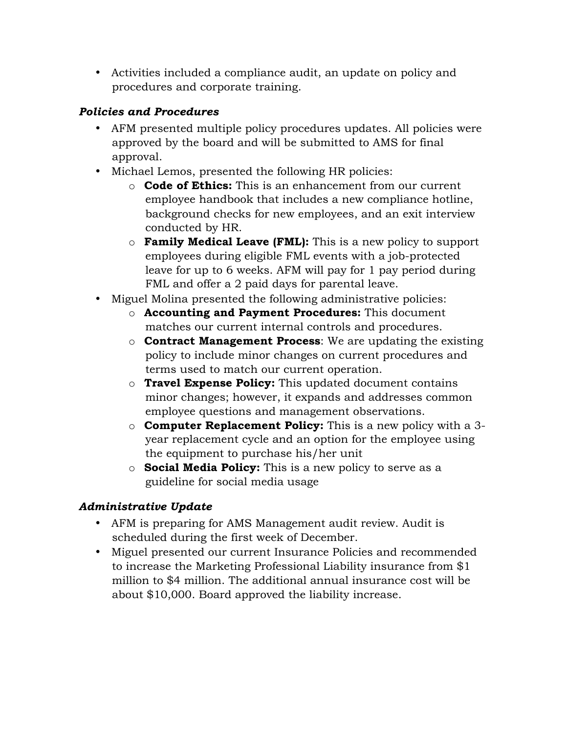- Activities included a compliance audit, an update on policy and procedures and corporate training.

### *Policies and Procedures*

- AFM presented multiple policy procedures updates. All policies were approved by the board and will be submitted to AMS for final approval.
- Michael Lemos, presented the following HR policies:
  - **Code of Ethics:** This is an enhancement from our current employee handbook that includes a new compliance hotline, background checks for new employees, and an exit interview conducted by HR.
  - **Family Medical Leave (FML):** This is a new policy to support employees during eligible FML events with a job-protected leave for up to 6 weeks. AFM will pay for 1 pay period during FML and offer a 2 paid days for parental leave.
- Miguel Molina presented the following administrative policies:
  - **Accounting and Payment Procedures:** This document matches our current internal controls and procedures.
  - **Contract Management Process**: We are updating the existing policy to include minor changes on current procedures and terms used to match our current operation.
  - **Travel Expense Policy:** This updated document contains minor changes; however, it expands and addresses common employee questions and management observations.
  - **Computer Replacement Policy:** This is a new policy with a 3-year replacement cycle and an option for the employee using the equipment to purchase his/her unit
  - **Social Media Policy:** This is a new policy to serve as a guideline for social media usage

### *Administrative Update*

- AFM is preparing for AMS Management audit review. Audit is scheduled during the first week of December.
- Miguel presented our current Insurance Policies and recommended to increase the Marketing Professional Liability insurance from $1 million to $4 million. The additional annual insurance cost will be about $10,000. Board approved the liability increase.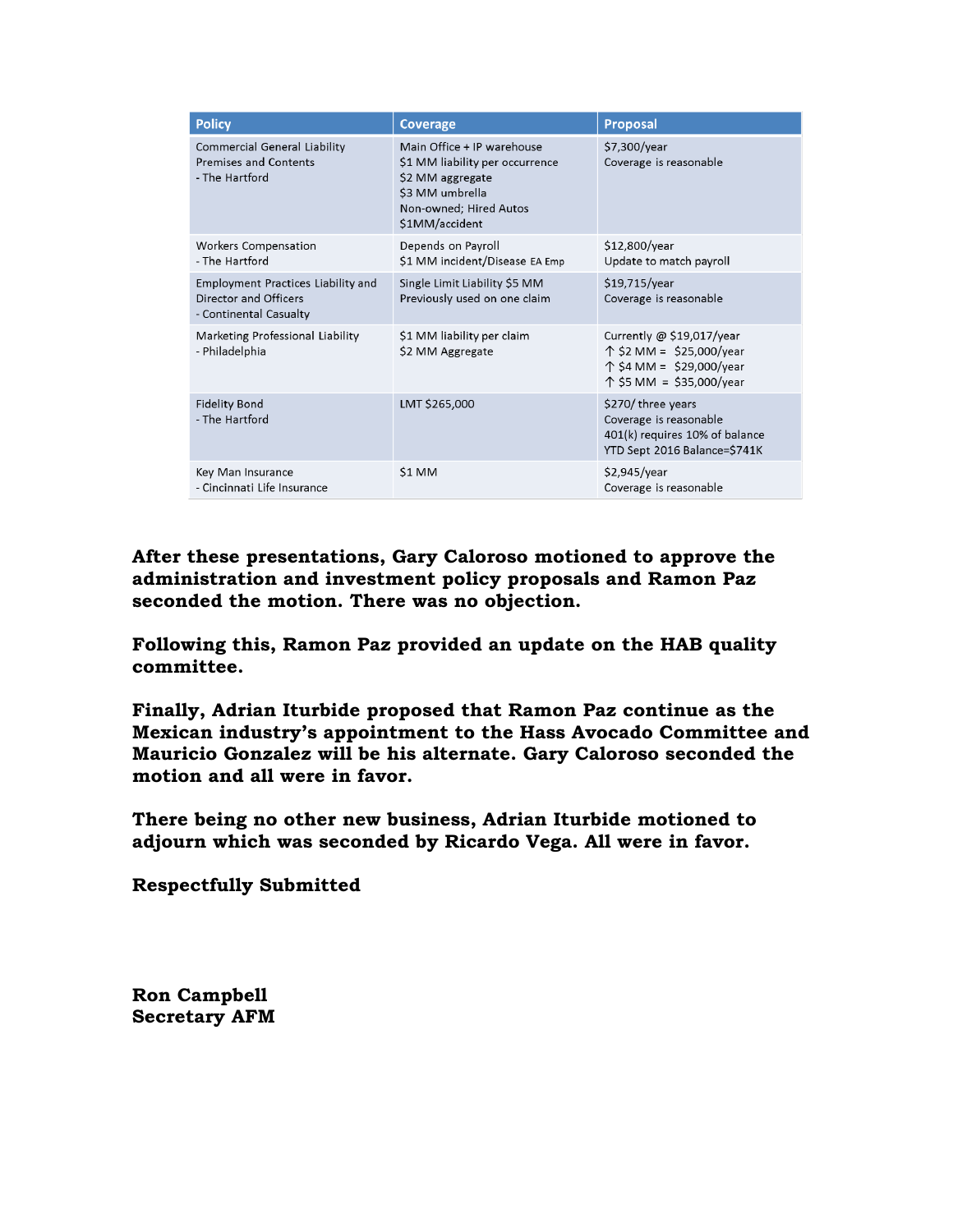| Policy | Coverage | Proposal |
|---|---|---|
| Commercial General Liability Premises and Contents - The Hartford | Main Office + IP warehouse $1 MM liability per occurrence $2 MM aggregate $3 MM umbrella Non-owned; Hired Autos $1MM/accident | $7,300/year Coverage is reasonable |
| Workers Compensation - The Hartford | Depends on Payroll $1 MM incident/Disease EA Emp | $12,800/year Update to match payroll |
| Employment Practices Liability and Director and Officers - Continental Casualty | Single Limit Liability $5 MM Previously used on one claim | $19,715/year Coverage is reasonable |
| Marketing Professional Liability - Philadelphia | $1 MM liability per claim $2 MM Aggregate | Currently @ $19,017/year ↑ $2 MM = $25,000/year ↑ $4 MM = $29,000/year ↑ $5 MM = $35,000/year |
| Fidelity Bond - The Hartford | LMT $265,000 | $270/ three years Coverage is reasonable 401(k) requires 10% of balance YTD Sept 2016 Balance=$741K |
| Key Man Insurance - Cincinnati Life Insurance | $1 MM | $2,945/year Coverage is reasonable |

**After these presentations, Gary Caloroso motioned to approve the administration and investment policy proposals and Ramon Paz seconded the motion. There was no objection.**

**Following this, Ramon Paz provided an update on the HAB quality committee.**

**Finally, Adrian Iturbide proposed that Ramon Paz continue as the Mexican industry's appointment to the Hass Avocado Committee and Mauricio Gonzalez will be his alternate. Gary Caloroso seconded the motion and all were in favor.**

**There being no other new business, Adrian Iturbide motioned to adjourn which was seconded by Ricardo Vega. All were in favor.**

**Respectfully Submitted**

**Ron Campbell**
**Secretary AFM**